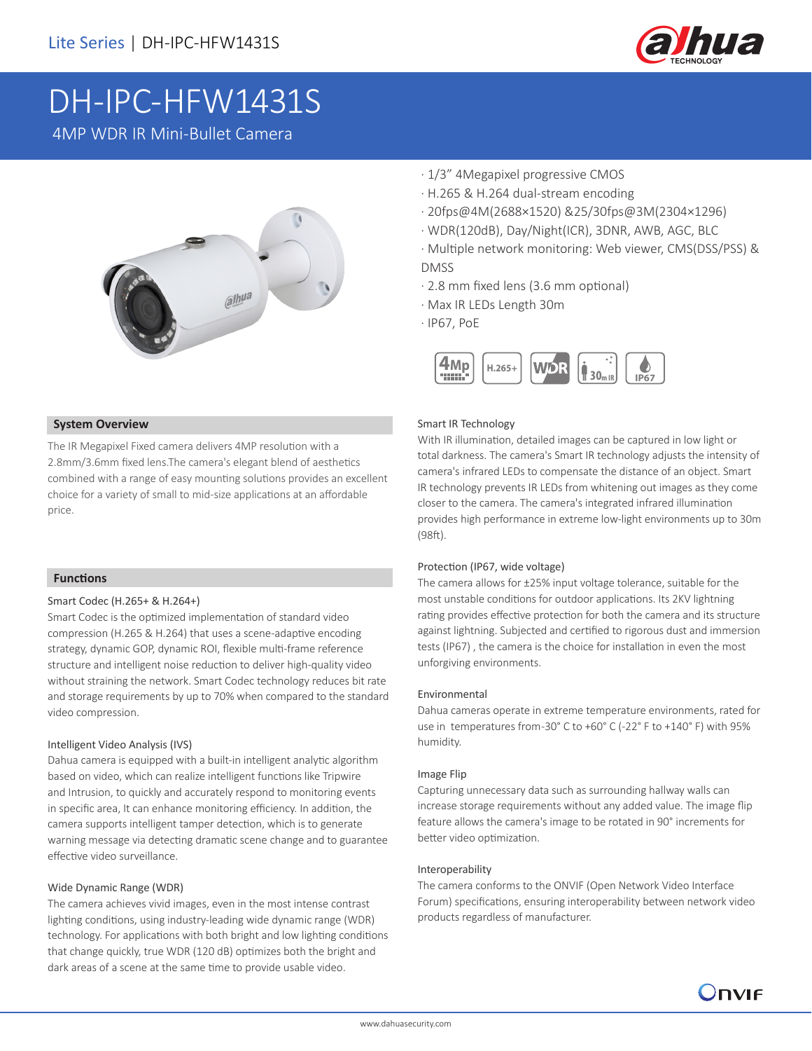Lite Series | DH-IPC-HFW1431S

# DH-IPC-HFW1431S

4MP WDR IR Mini-Bullet Camera

- 1/3" 4Megapixel progressive CMOS
- H.265 & H.264 dual-stream encoding
- 20fps@4M(2688×1520) &25/30fps@3M(2304×1296)
- WDR(120dB), Day/Night(ICR), 3DNR, AWB, AGC, BLC
- Multiple network monitoring: Web viewer, CMS(DSS/PSS) & DMSS
- 2.8 mm fixed lens (3.6 mm optional)
- Max IR LEDs Length 30m
- IP67, PoE

## System Overview

The IR Megapixel Fixed camera delivers 4MP resolution with a 2.8mm/3.6mm fixed lens.The camera's elegant blend of aesthetics combined with a range of easy mounting solutions provides an excellent choice for a variety of small to mid-size applications at an affordable price.

## Functions

### Smart Codec (H.265+ & H.264+)

Smart Codec is the optimized implementation of standard video compression (H.265 & H.264) that uses a scene-adaptive encoding strategy, dynamic GOP, dynamic ROI, flexible multi-frame reference structure and intelligent noise reduction to deliver high-quality video without straining the network. Smart Codec technology reduces bit rate and storage requirements by up to 70% when compared to the standard video compression.

### Intelligent Video Analysis (IVS)

Dahua camera is equipped with a built-in intelligent analytic algorithm based on video, which can realize intelligent functions like Tripwire and Intrusion, to quickly and accurately respond to monitoring events in specific area, It can enhance monitoring efficiency. In addition, the camera supports intelligent tamper detection, which is to generate warning message via detecting dramatic scene change and to guarantee effective video surveillance.

### Wide Dynamic Range (WDR)

The camera achieves vivid images, even in the most intense contrast lighting conditions, using industry-leading wide dynamic range (WDR) technology. For applications with both bright and low lighting conditions that change quickly, true WDR (120 dB) optimizes both the bright and dark areas of a scene at the same time to provide usable video.

### Smart IR Technology

With IR illumination, detailed images can be captured in low light or total darkness. The camera's Smart IR technology adjusts the intensity of camera's infrared LEDs to compensate the distance of an object. Smart IR technology prevents IR LEDs from whitening out images as they come closer to the camera. The camera's integrated infrared illumination provides high performance in extreme low-light environments up to 30m (98ft).

### Protection (IP67, wide voltage)

The camera allows for ±25% input voltage tolerance, suitable for the most unstable conditions for outdoor applications. Its 2KV lightning rating provides effective protection for both the camera and its structure against lightning. Subjected and certified to rigorous dust and immersion tests (IP67) , the camera is the choice for installation in even the most unforgiving environments.

### Environmental

Dahua cameras operate in extreme temperature environments, rated for use in temperatures from-30° C to +60° C (-22° F to +140° F) with 95% humidity.

### Image Flip

Capturing unnecessary data such as surrounding hallway walls can increase storage requirements without any added value. The image flip feature allows the camera's image to be rotated in 90° increments for better video optimization.

### Interoperability

The camera conforms to the ONVIF (Open Network Video Interface Forum) specifications, ensuring interoperability between network video products regardless of manufacturer.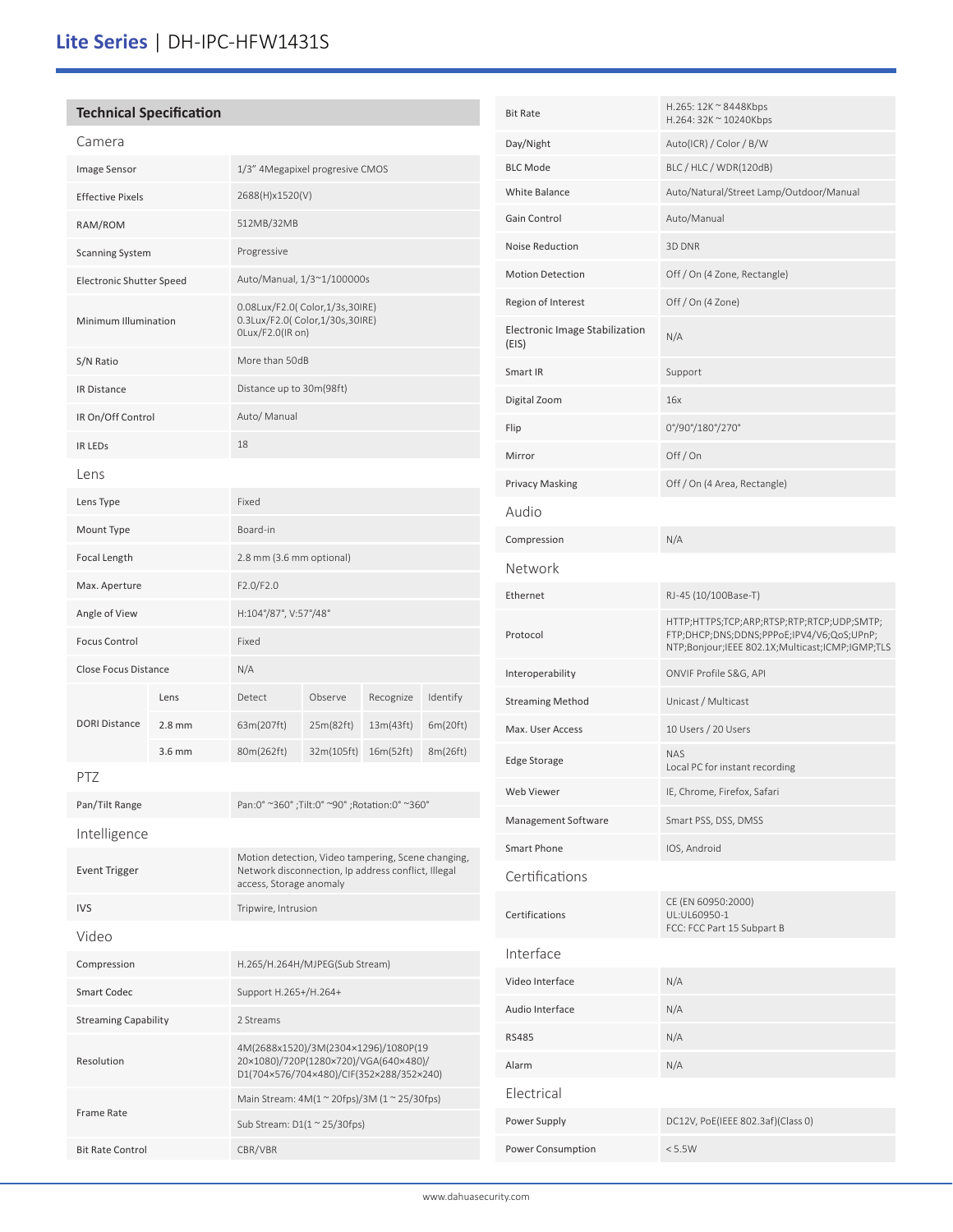# Lite Series | DH-IPC-HFW1431S

## Technical Specification

### Camera

| | |
|---|---|
| Image Sensor | 1/3" 4Megapixel progresive CMOS |
| Effective Pixels | 2688(H)x1520(V) |
| RAM/ROM | 512MB/32MB |
| Scanning System | Progressive |
| Electronic Shutter Speed | Auto/Manual, 1/3~1/100000s |
| Minimum Illumination | 0.08Lux/F2.0( Color,1/3s,30IRE)<br>0.3Lux/F2.0( Color,1/30s,30IRE)<br>0Lux/F2.0(IR on) |
| S/N Ratio | More than 50dB |
| IR Distance | Distance up to 30m(98ft) |
| IR On/Off Control | Auto/ Manual |
| IR LEDs | 18 |

### Lens

| | |
|---|---|
| Lens Type | Fixed |
| Mount Type | Board-in |
| Focal Length | 2.8 mm (3.6 mm optional) |
| Max. Aperture | F2.0/F2.0 |
| Angle of View | H:104°/87°, V:57°/48° |
| Focus Control | Fixed |
| Close Focus Distance | N/A |

| DORI Distance | Lens | Detect | Observe | Recognize | Identify |
|---|---|---|---|---|---|
| | 2.8 mm | 63m(207ft) | 25m(82ft) | 13m(43ft) | 6m(20ft) |
| | 3.6 mm | 80m(262ft) | 32m(105ft) | 16m(52ft) | 8m(26ft) |

### PTZ

| | |
|---|---|
| Pan/Tilt Range | Pan:0° ~360° ;Tilt:0° ~90° ;Rotation:0° ~360° |

### Intelligence

| | |
|---|---|
| Event Trigger | Motion detection, Video tampering, Scene changing, Network disconnection, Ip address conflict, Illegal access, Storage anomaly |
| IVS | Tripwire, Intrusion |

### Video

| | |
|---|---|
| Compression | H.265/H.264H/MJPEG(Sub Stream) |
| Smart Codec | Support H.265+/H.264+ |
| Streaming Capability | 2 Streams |
| Resolution | 4M(2688×1520)/3M(2304×1296)/1080P(1920×1080)/720P(1280×720)/VGA(640×480)/D1(704×576/704×480)/CIF(352×288/352×240) |
| Frame Rate | Main Stream: 4M(1 ~ 20fps)/3M (1 ~ 25/30fps)<br>Sub Stream: D1(1 ~ 25/30fps) |
| Bit Rate Control | CBR/VBR |
| Bit Rate | H.265: 12K ~ 8448Kbps<br>H.264: 32K ~ 10240Kbps |
| Day/Night | Auto(ICR) / Color / B/W |
| BLC Mode | BLC / HLC / WDR(120dB) |
| White Balance | Auto/Natural/Street Lamp/Outdoor/Manual |
| Gain Control | Auto/Manual |
| Noise Reduction | 3D DNR |
| Motion Detection | Off / On (4 Zone, Rectangle) |
| Region of Interest | Off / On (4 Zone) |
| Electronic Image Stabilization (EIS) | N/A |
| Smart IR | Support |
| Digital Zoom | 16x |
| Flip | 0°/90°/180°/270° |
| Mirror | Off / On |
| Privacy Masking | Off / On (4 Area, Rectangle) |

### Audio

| | |
|---|---|
| Compression | N/A |

### Network

| | |
|---|---|
| Ethernet | RJ-45 (10/100Base-T) |
| Protocol | HTTP;HTTPS;TCP;ARP;RTSP;RTP;RTCP;UDP;SMTP;FTP;DHCP;DNS;DDNS;PPPoE;IPV4/V6;QoS;UPnP;NTP;Bonjour;IEEE 802.1X;Multicast;ICMP;IGMP;TLS |
| Interoperability | ONVIF Profile S&G, API |
| Streaming Method | Unicast / Multicast |
| Max. User Access | 10 Users / 20 Users |
| Edge Storage | NAS<br>Local PC for instant recording |
| Web Viewer | IE, Chrome, Firefox, Safari |
| Management Software | Smart PSS, DSS, DMSS |
| Smart Phone | IOS, Android |

### Certifications

| | |
|---|---|
| Certifications | CE (EN 60950:2000)<br>UL:UL60950-1<br>FCC: FCC Part 15 Subpart B |

### Interface

| | |
|---|---|
| Video Interface | N/A |
| Audio Interface | N/A |
| RS485 | N/A |
| Alarm | N/A |

### Electrical

| | |
|---|---|
| Power Supply | DC12V, PoE(IEEE 802.3af)(Class 0) |
| Power Consumption | < 5.5W |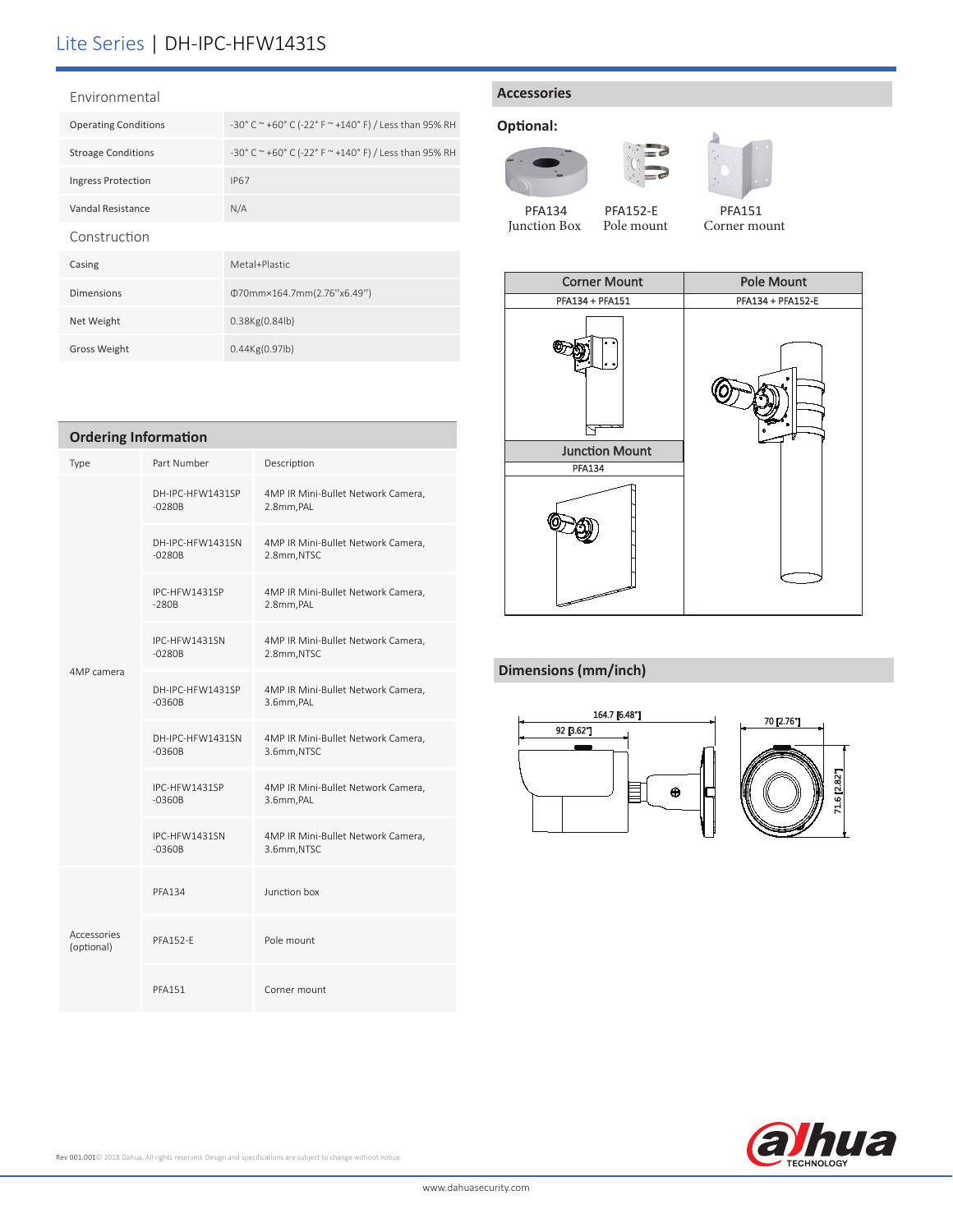## Environmental

| | |
|---|---|
| Operating Conditions | -30° C ~ +60° C (-22° F ~ +140° F) / Less than 95% RH |
| Stroage Conditions | -30° C ~ +60° C (-22° F ~ +140° F) / Less than 95% RH |
| Ingress Protection | IP67 |
| Vandal Resistance | N/A |

## Construction

| | |
|---|---|
| Casing | Metal+Plastic |
| Dimensions | Φ70mm×164.7mm(2.76"x6.49") |
| Net Weight | 0.38Kg(0.84lb) |
| Gross Weight | 0.44Kg(0.97lb) |

## Ordering Information

| Type | Part Number | Description |
|---|---|---|
| 4MP camera | DH-IPC-HFW1431SP-0280B | 4MP IR Mini-Bullet Network Camera, 2.8mm,PAL |
| | DH-IPC-HFW1431SN-0280B | 4MP IR Mini-Bullet Network Camera, 2.8mm,NTSC |
| | IPC-HFW1431SP-280B | 4MP IR Mini-Bullet Network Camera, 2.8mm,PAL |
| | IPC-HFW1431SN-0280B | 4MP IR Mini-Bullet Network Camera, 2.8mm,NTSC |
| | DH-IPC-HFW1431SP-0360B | 4MP IR Mini-Bullet Network Camera, 3.6mm,PAL |
| | DH-IPC-HFW1431SN-0360B | 4MP IR Mini-Bullet Network Camera, 3.6mm,NTSC |
| | IPC-HFW1431SP-0360B | 4MP IR Mini-Bullet Network Camera, 3.6mm,PAL |
| | IPC-HFW1431SN-0360B | 4MP IR Mini-Bullet Network Camera, 3.6mm,NTSC |
| Accessories (optional) | PFA134 | Junction box |
| | PFA152-E | Pole mount |
| | PFA151 | Corner mount |

## Accessories

**Optional:**

PFA134 Junction Box

PFA152-E Pole mount

PFA151 Corner mount

| Corner Mount | Pole Mount |
|---|---|
| PFA134 + PFA151 | PFA134 + PFA152-E |

Junction Mount

PFA134

## Dimensions (mm/inch)

164.7 [6.48"]

92 [3.62"]

70 [2.76"]

71.6 [2.82"]

Rev 001.001© 2018 Dahua. All rights reserved. Design and specifications are subject to change without notice.

www.dahuasecurity.com